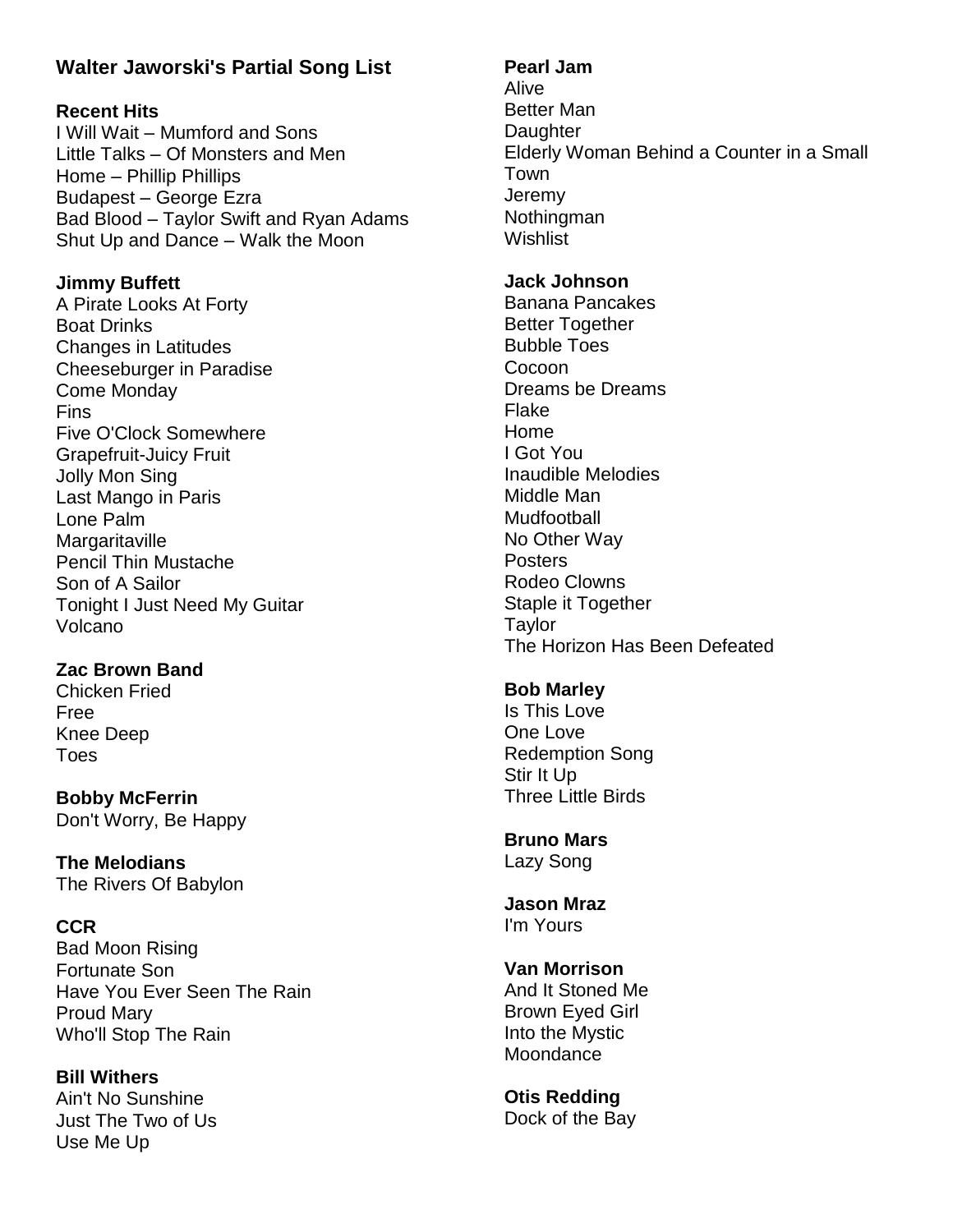# Walter Jaworski's Partial Song List

**Recent Hits**

I Will Wait – Mumford and Sons
Little Talks – Of Monsters and Men
Home – Phillip Phillips
Budapest – George Ezra
Bad Blood – Taylor Swift and Ryan Adams
Shut Up and Dance – Walk the Moon

**Jimmy Buffett**

A Pirate Looks At Forty
Boat Drinks
Changes in Latitudes
Cheeseburger in Paradise
Come Monday
Fins
Five O'Clock Somewhere
Grapefruit-Juicy Fruit
Jolly Mon Sing
Last Mango in Paris
Lone Palm
Margaritaville
Pencil Thin Mustache
Son of A Sailor
Tonight I Just Need My Guitar
Volcano

**Zac Brown Band**

Chicken Fried
Free
Knee Deep
Toes

**Bobby McFerrin**

Don't Worry, Be Happy

**The Melodians**

The Rivers Of Babylon

**CCR**

Bad Moon Rising
Fortunate Son
Have You Ever Seen The Rain
Proud Mary
Who'll Stop The Rain

**Bill Withers**

Ain't No Sunshine
Just The Two of Us
Use Me Up

**Pearl Jam**

Alive
Better Man
Daughter
Elderly Woman Behind a Counter in a Small Town
Jeremy
Nothingman
Wishlist

**Jack Johnson**

Banana Pancakes
Better Together
Bubble Toes
Cocoon
Dreams be Dreams
Flake
Home
I Got You
Inaudible Melodies
Middle Man
Mudfootball
No Other Way
Posters
Rodeo Clowns
Staple it Together
Taylor
The Horizon Has Been Defeated

**Bob Marley**

Is This Love
One Love
Redemption Song
Stir It Up
Three Little Birds

**Bruno Mars**

Lazy Song

**Jason Mraz**

I'm Yours

**Van Morrison**

And It Stoned Me
Brown Eyed Girl
Into the Mystic
Moondance

**Otis Redding**

Dock of the Bay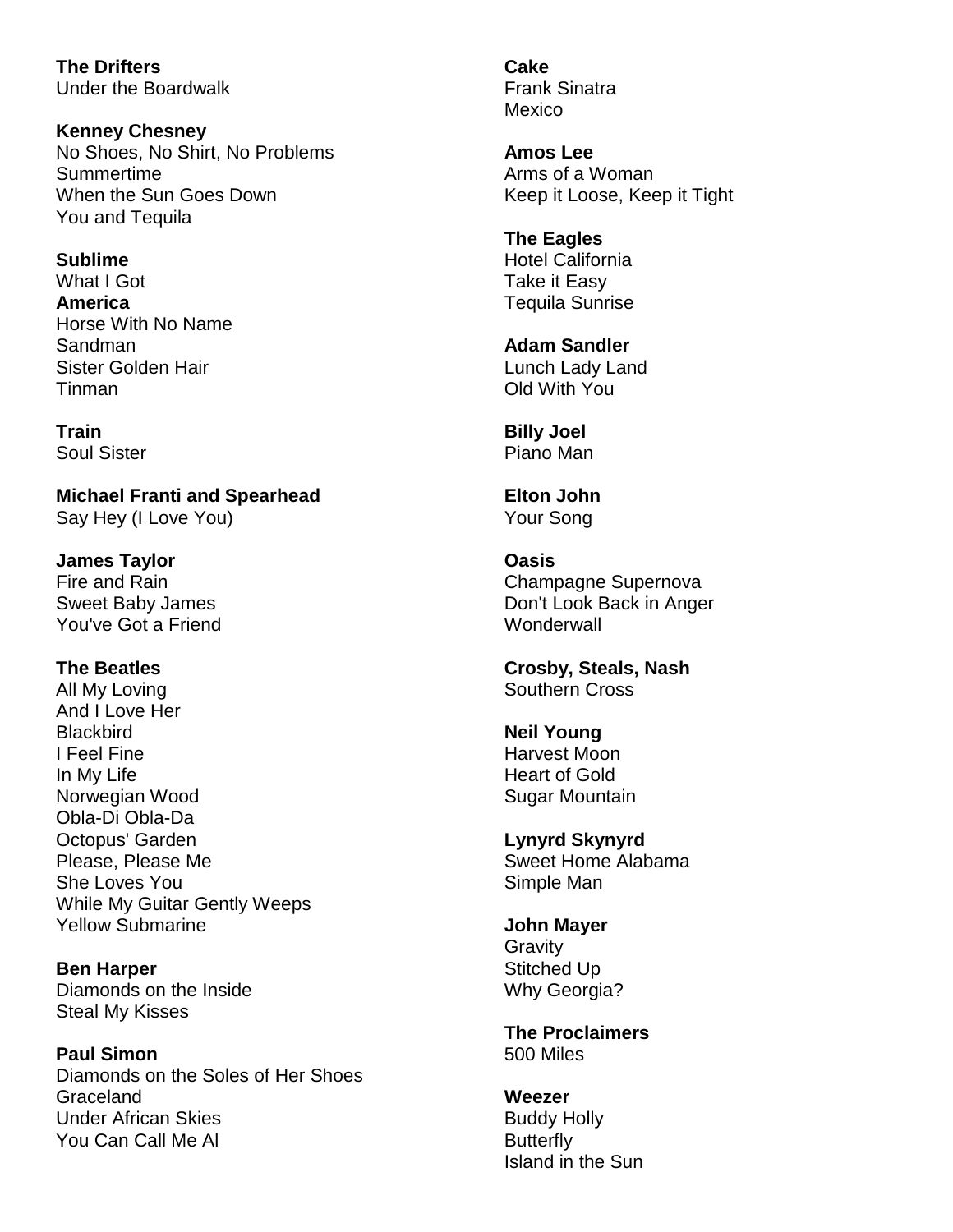**The Drifters**
Under the Boardwalk

**Kenney Chesney**
No Shoes, No Shirt, No Problems
Summertime
When the Sun Goes Down
You and Tequila

**Sublime**
What I Got

**America**
Horse With No Name
Sandman
Sister Golden Hair
Tinman

**Train**
Soul Sister

**Michael Franti and Spearhead**
Say Hey (I Love You)

**James Taylor**
Fire and Rain
Sweet Baby James
You've Got a Friend

**The Beatles**
All My Loving
And I Love Her
Blackbird
I Feel Fine
In My Life
Norwegian Wood
Obla-Di Obla-Da
Octopus' Garden
Please, Please Me
She Loves You
While My Guitar Gently Weeps
Yellow Submarine

**Ben Harper**
Diamonds on the Inside
Steal My Kisses

**Paul Simon**
Diamonds on the Soles of Her Shoes
Graceland
Under African Skies
You Can Call Me Al

**Cake**
Frank Sinatra
Mexico

**Amos Lee**
Arms of a Woman
Keep it Loose, Keep it Tight

**The Eagles**
Hotel California
Take it Easy
Tequila Sunrise

**Adam Sandler**
Lunch Lady Land
Old With You

**Billy Joel**
Piano Man

**Elton John**
Your Song

**Oasis**
Champagne Supernova
Don't Look Back in Anger
Wonderwall

**Crosby, Steals, Nash**
Southern Cross

**Neil Young**
Harvest Moon
Heart of Gold
Sugar Mountain

**Lynyrd Skynyrd**
Sweet Home Alabama
Simple Man

**John Mayer**
Gravity
Stitched Up
Why Georgia?

**The Proclaimers**
500 Miles

**Weezer**
Buddy Holly
Butterfly
Island in the Sun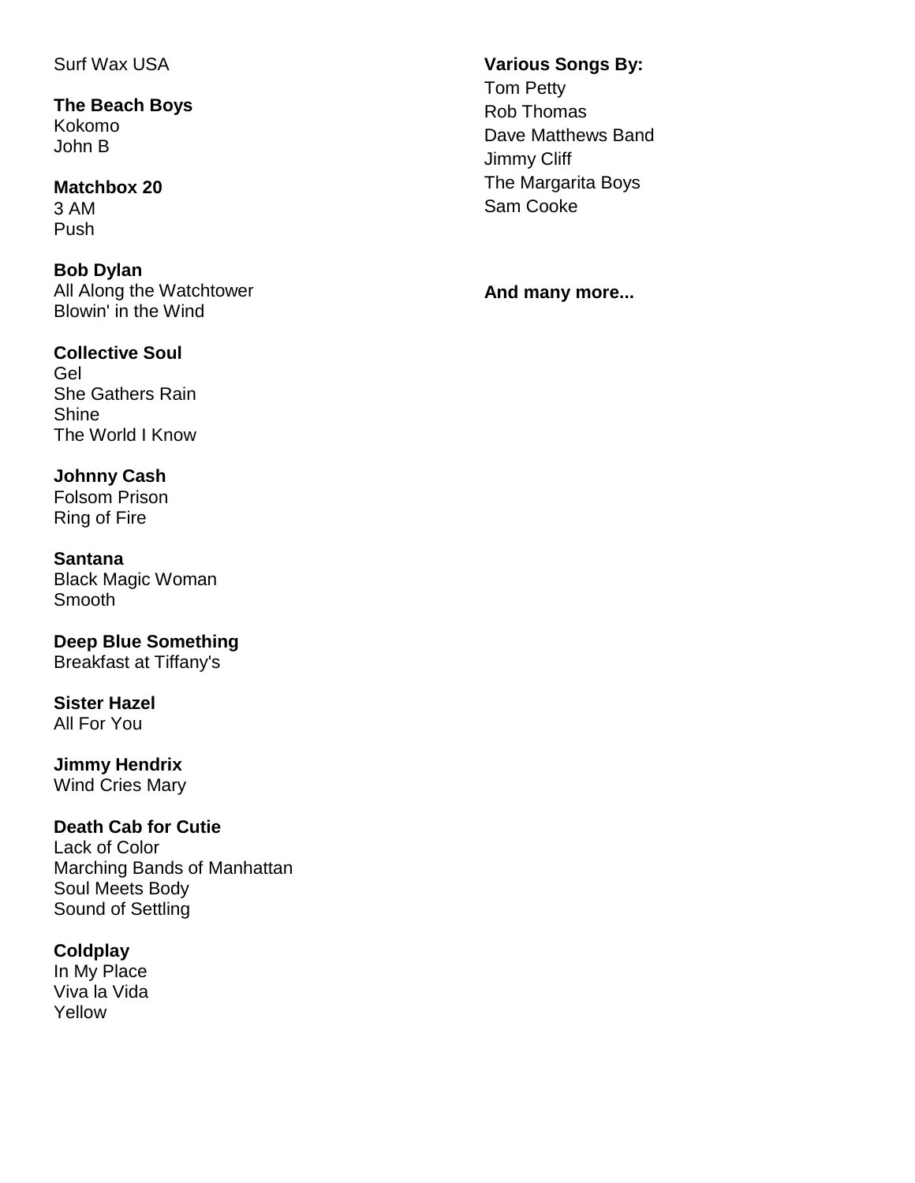Surf Wax USA

**The Beach Boys**
Kokomo
John B

**Matchbox 20**
3 AM
Push

**Bob Dylan**
All Along the Watchtower
Blowin' in the Wind

**Collective Soul**
Gel
She Gathers Rain
Shine
The World I Know

**Johnny Cash**
Folsom Prison
Ring of Fire

**Santana**
Black Magic Woman
Smooth

**Deep Blue Something**
Breakfast at Tiffany's

**Sister Hazel**
All For You

**Jimmy Hendrix**
Wind Cries Mary

**Death Cab for Cutie**
Lack of Color
Marching Bands of Manhattan
Soul Meets Body
Sound of Settling

**Coldplay**
In My Place
Viva la Vida
Yellow

**Various Songs By:**
Tom Petty
Rob Thomas
Dave Matthews Band
Jimmy Cliff
The Margarita Boys
Sam Cooke

**And many more...**